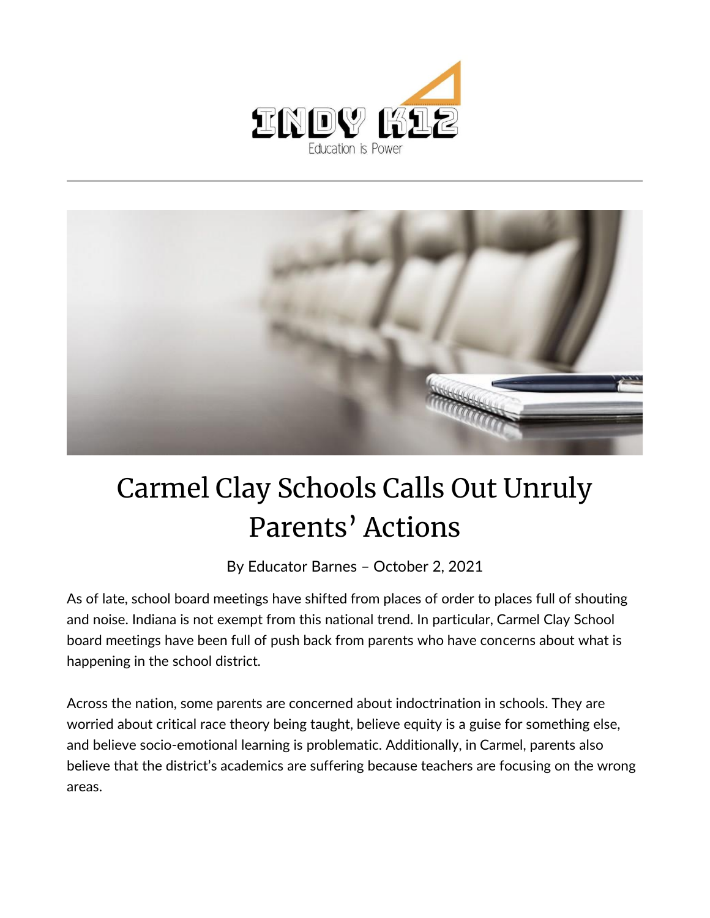# Carmel Clay Schools Calls Out Unruly Parents' Actions

By Educator Barnes – October 2, 2021

As of late, school board meetings have shifted from places of order to places full of shouting and noise. Indiana is not exempt from this national trend. In particular, Carmel Clay School board meetings have been full of push back from parents who have concerns about what is happening in the school district.

Across the nation, some parents are concerned about indoctrination in schools. They are worried about critical race theory being taught, believe equity is a guise for something else, and believe socio-emotional learning is problematic. Additionally, in Carmel, parents also believe that the district's academics are suffering because teachers are focusing on the wrong areas.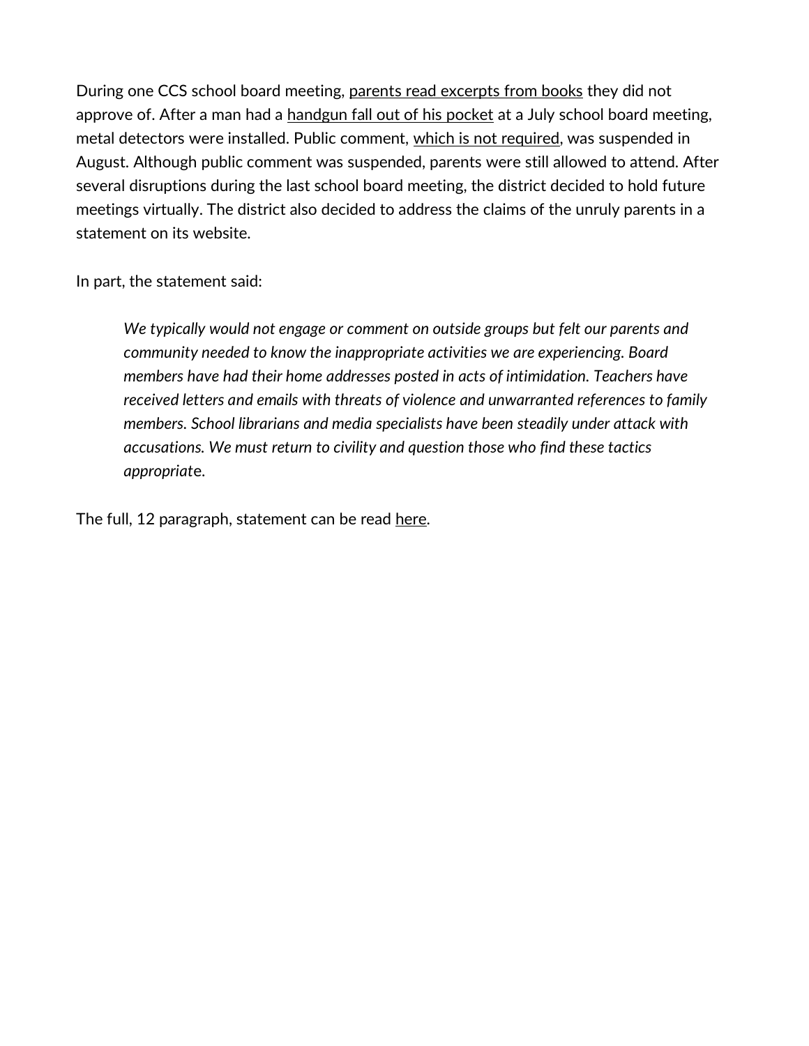During one CCS school board meeting, parents read excerpts from books they did not approve of. After a man had a handgun fall out of his pocket at a July school board meeting, metal detectors were installed. Public comment, which is not required, was suspended in August. Although public comment was suspended, parents were still allowed to attend. After several disruptions during the last school board meeting, the district decided to hold future meetings virtually. The district also decided to address the claims of the unruly parents in a statement on its website.

In part, the statement said:

> *We typically would not engage or comment on outside groups but felt our parents and community needed to know the inappropriate activities we are experiencing. Board members have had their home addresses posted in acts of intimidation. Teachers have received letters and emails with threats of violence and unwarranted references to family members. School librarians and media specialists have been steadily under attack with accusations. We must return to civility and question those who find these tactics appropriat*e.

The full, 12 paragraph, statement can be read here.